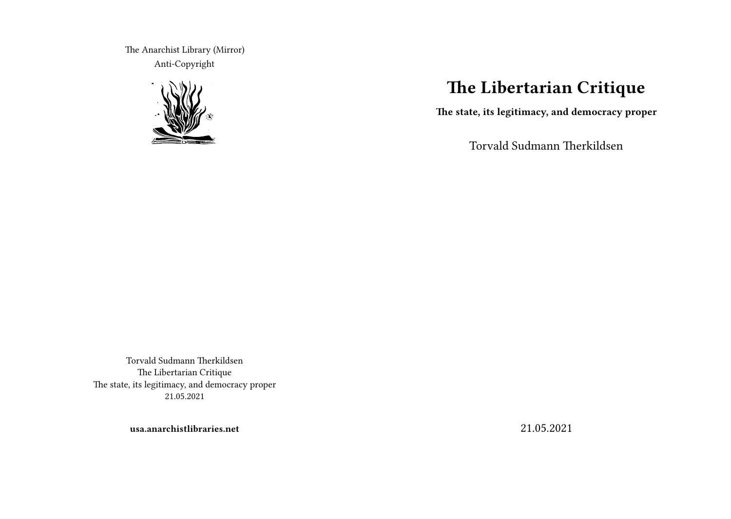The Anarchist Library (Mirror)
Anti-Copyright

Torvald Sudmann Therkildsen
The Libertarian Critique
The state, its legitimacy, and democracy proper
21.05.2021

**usa.anarchistlibraries.net**

# The Libertarian Critique

**The state, its legitimacy, and democracy proper**

Torvald Sudmann Therkildsen

21.05.2021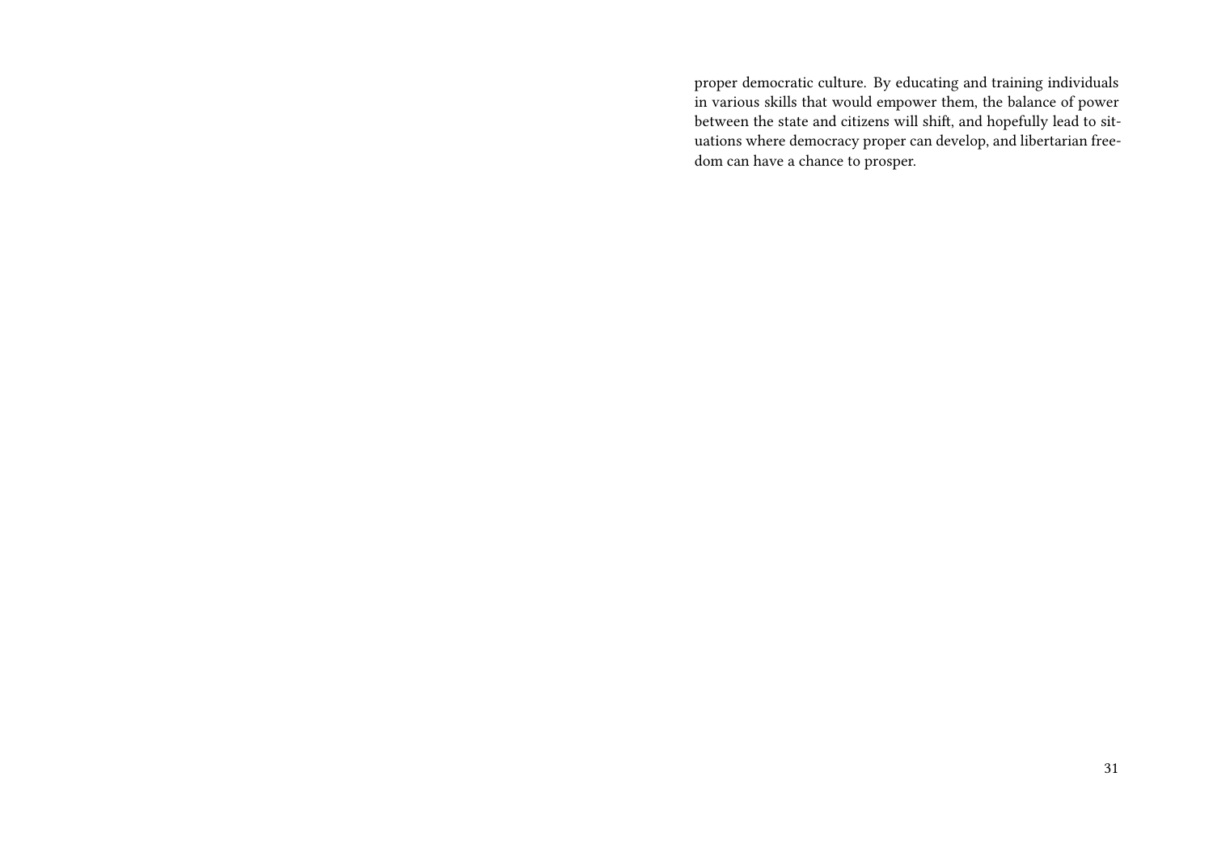proper democratic culture. By educating and training individuals in various skills that would empower them, the balance of power between the state and citizens will shift, and hopefully lead to situations where democracy proper can develop, and libertarian freedom can have a chance to prosper.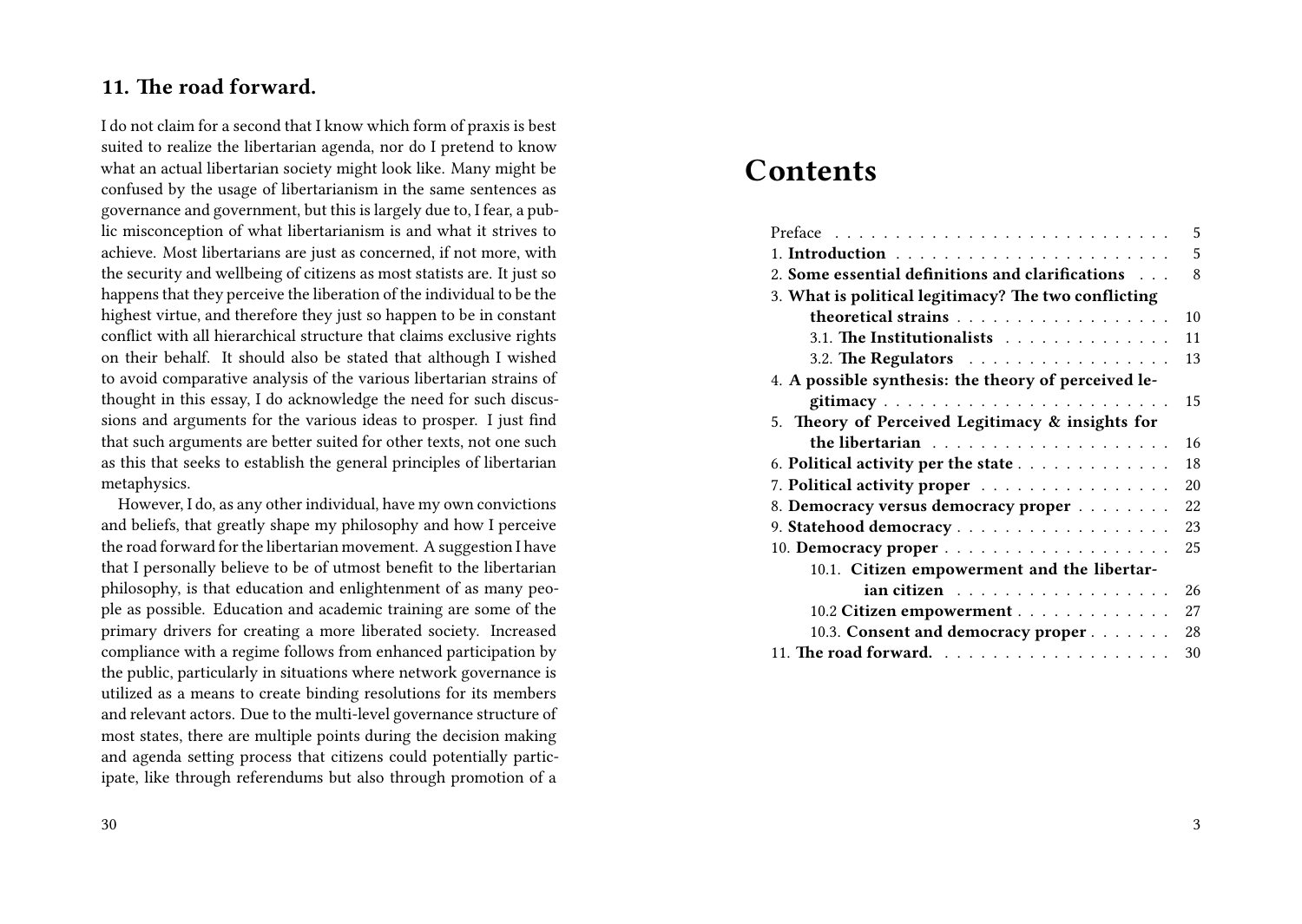## 11. The road forward.

I do not claim for a second that I know which form of praxis is best suited to realize the libertarian agenda, nor do I pretend to know what an actual libertarian society might look like. Many might be confused by the usage of libertarianism in the same sentences as governance and government, but this is largely due to, I fear, a public misconception of what libertarianism is and what it strives to achieve. Most libertarians are just as concerned, if not more, with the security and wellbeing of citizens as most statists are. It just so happens that they perceive the liberation of the individual to be the highest virtue, and therefore they just so happen to be in constant conflict with all hierarchical structure that claims exclusive rights on their behalf. It should also be stated that although I wished to avoid comparative analysis of the various libertarian strains of thought in this essay, I do acknowledge the need for such discussions and arguments for the various ideas to prosper. I just find that such arguments are better suited for other texts, not one such as this that seeks to establish the general principles of libertarian metaphysics.

However, I do, as any other individual, have my own convictions and beliefs, that greatly shape my philosophy and how I perceive the road forward for the libertarian movement. A suggestion I have that I personally believe to be of utmost benefit to the libertarian philosophy, is that education and enlightenment of as many people as possible. Education and academic training are some of the primary drivers for creating a more liberated society. Increased compliance with a regime follows from enhanced participation by the public, particularly in situations where network governance is utilized as a means to create binding resolutions for its members and relevant actors. Due to the multi-level governance structure of most states, there are multiple points during the decision making and agenda setting process that citizens could potentially participate, like through referendums but also through promotion of a

# Contents

- Preface — 5
- 1. **Introduction** — 5
- 2. **Some essential definitions and clarifications** — 8
- 3. **What is political legitimacy? The two conflicting theoretical strains** — 10
  - 3.1. **The Institutionalists** — 11
  - 3.2. **The Regulators** — 13
- 4. **A possible synthesis: the theory of perceived legitimacy** — 15
- 5. **Theory of Perceived Legitimacy & insights for the libertarian** — 16
- 6. **Political activity per the state** — 18
- 7. **Political activity proper** — 20
- 8. **Democracy versus democracy proper** — 22
- 9. **Statehood democracy** — 23
- 10. **Democracy proper** — 25
  - 10.1. **Citizen empowerment and the libertarian citizen** — 26
  - 10.2 **Citizen empowerment** — 27
  - 10.3. **Consent and democracy proper** — 28
- 11. **The road forward.** — 30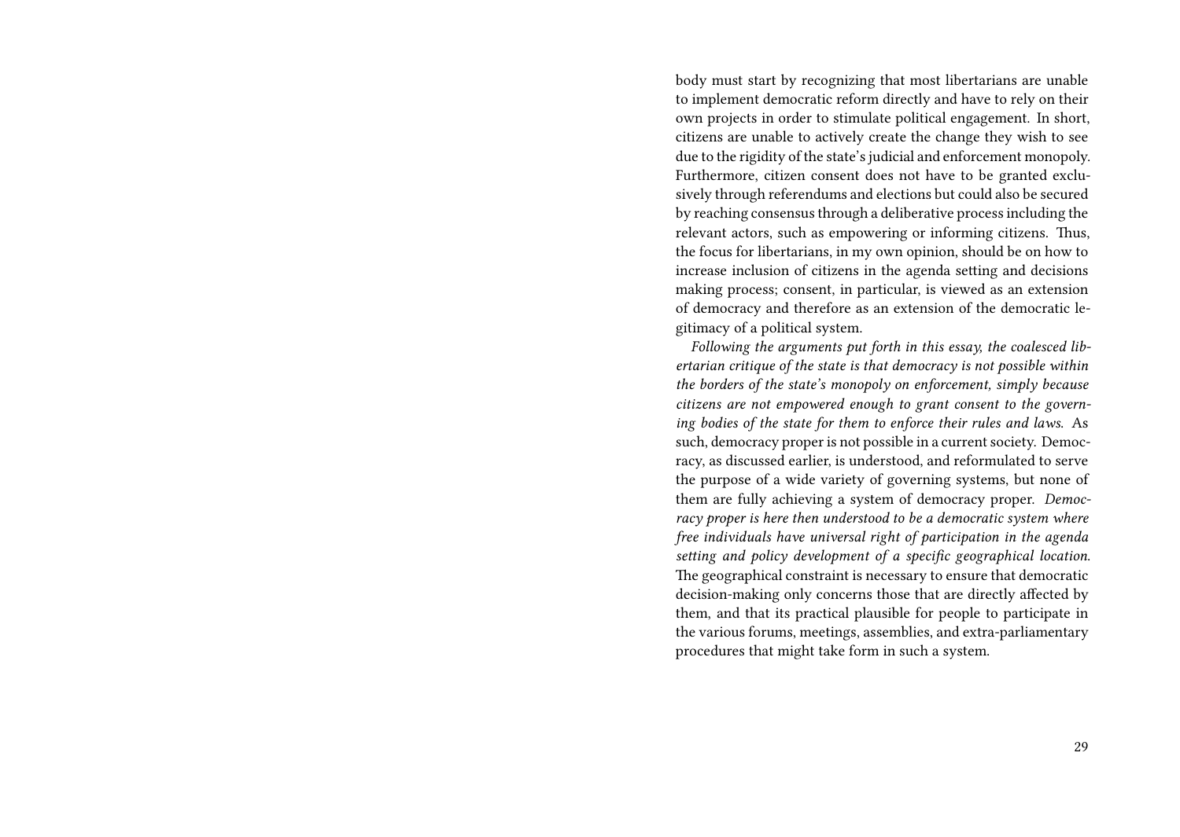body must start by recognizing that most libertarians are unable to implement democratic reform directly and have to rely on their own projects in order to stimulate political engagement. In short, citizens are unable to actively create the change they wish to see due to the rigidity of the state's judicial and enforcement monopoly. Furthermore, citizen consent does not have to be granted exclusively through referendums and elections but could also be secured by reaching consensus through a deliberative process including the relevant actors, such as empowering or informing citizens. Thus, the focus for libertarians, in my own opinion, should be on how to increase inclusion of citizens in the agenda setting and decisions making process; consent, in particular, is viewed as an extension of democracy and therefore as an extension of the democratic legitimacy of a political system.

*Following the arguments put forth in this essay, the coalesced libertarian critique of the state is that democracy is not possible within the borders of the state's monopoly on enforcement, simply because citizens are not empowered enough to grant consent to the governing bodies of the state for them to enforce their rules and laws.* As such, democracy proper is not possible in a current society. Democracy, as discussed earlier, is understood, and reformulated to serve the purpose of a wide variety of governing systems, but none of them are fully achieving a system of democracy proper. *Democracy proper is here then understood to be a democratic system where free individuals have universal right of participation in the agenda setting and policy development of a specific geographical location.* The geographical constraint is necessary to ensure that democratic decision-making only concerns those that are directly affected by them, and that its practical plausible for people to participate in the various forums, meetings, assemblies, and extra-parliamentary procedures that might take form in such a system.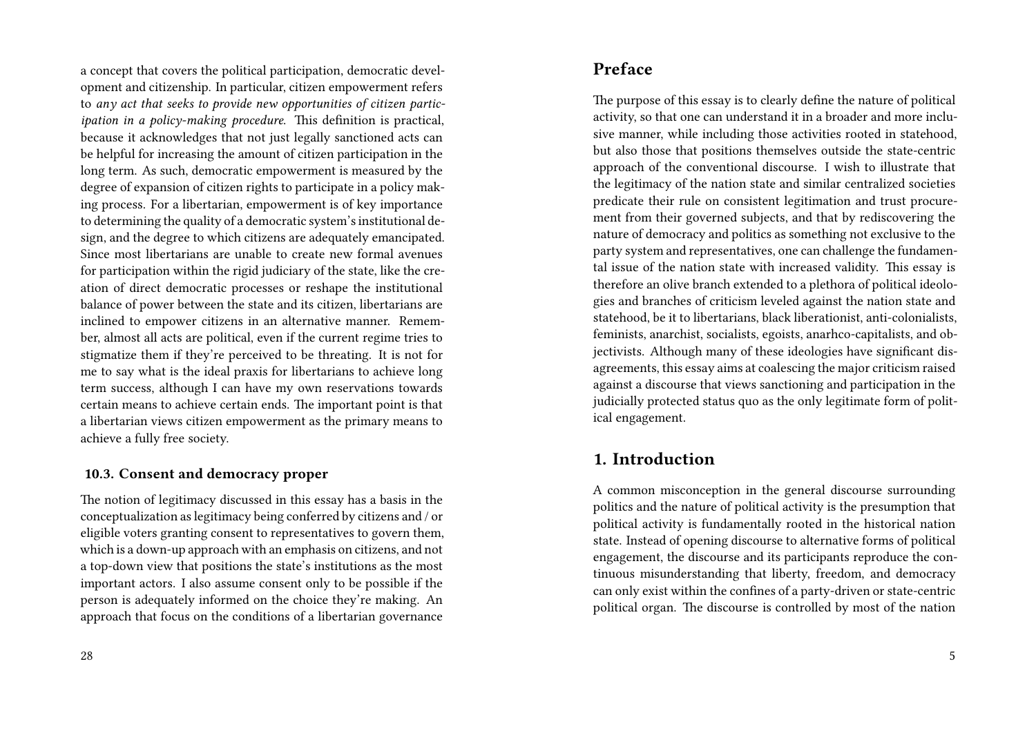a concept that covers the political participation, democratic development and citizenship. In particular, citizen empowerment refers to *any act that seeks to provide new opportunities of citizen participation in a policy-making procedure.* This definition is practical, because it acknowledges that not just legally sanctioned acts can be helpful for increasing the amount of citizen participation in the long term. As such, democratic empowerment is measured by the degree of expansion of citizen rights to participate in a policy making process. For a libertarian, empowerment is of key importance to determining the quality of a democratic system's institutional design, and the degree to which citizens are adequately emancipated. Since most libertarians are unable to create new formal avenues for participation within the rigid judiciary of the state, like the creation of direct democratic processes or reshape the institutional balance of power between the state and its citizen, libertarians are inclined to empower citizens in an alternative manner. Remember, almost all acts are political, even if the current regime tries to stigmatize them if they're perceived to be threating. It is not for me to say what is the ideal praxis for libertarians to achieve long term success, although I can have my own reservations towards certain means to achieve certain ends. The important point is that a libertarian views citizen empowerment as the primary means to achieve a fully free society.

### 10.3. Consent and democracy proper

The notion of legitimacy discussed in this essay has a basis in the conceptualization as legitimacy being conferred by citizens and / or eligible voters granting consent to representatives to govern them, which is a down-up approach with an emphasis on citizens, and not a top-down view that positions the state's institutions as the most important actors. I also assume consent only to be possible if the person is adequately informed on the choice they're making. An approach that focus on the conditions of a libertarian governance

## Preface

The purpose of this essay is to clearly define the nature of political activity, so that one can understand it in a broader and more inclusive manner, while including those activities rooted in statehood, but also those that positions themselves outside the state-centric approach of the conventional discourse. I wish to illustrate that the legitimacy of the nation state and similar centralized societies predicate their rule on consistent legitimation and trust procurement from their governed subjects, and that by rediscovering the nature of democracy and politics as something not exclusive to the party system and representatives, one can challenge the fundamental issue of the nation state with increased validity. This essay is therefore an olive branch extended to a plethora of political ideologies and branches of criticism leveled against the nation state and statehood, be it to libertarians, black liberationist, anti-colonialists, feminists, anarchist, socialists, egoists, anarhco-capitalists, and objectivists. Although many of these ideologies have significant disagreements, this essay aims at coalescing the major criticism raised against a discourse that views sanctioning and participation in the judicially protected status quo as the only legitimate form of political engagement.

## 1. Introduction

A common misconception in the general discourse surrounding politics and the nature of political activity is the presumption that political activity is fundamentally rooted in the historical nation state. Instead of opening discourse to alternative forms of political engagement, the discourse and its participants reproduce the continuous misunderstanding that liberty, freedom, and democracy can only exist within the confines of a party-driven or state-centric political organ. The discourse is controlled by most of the nation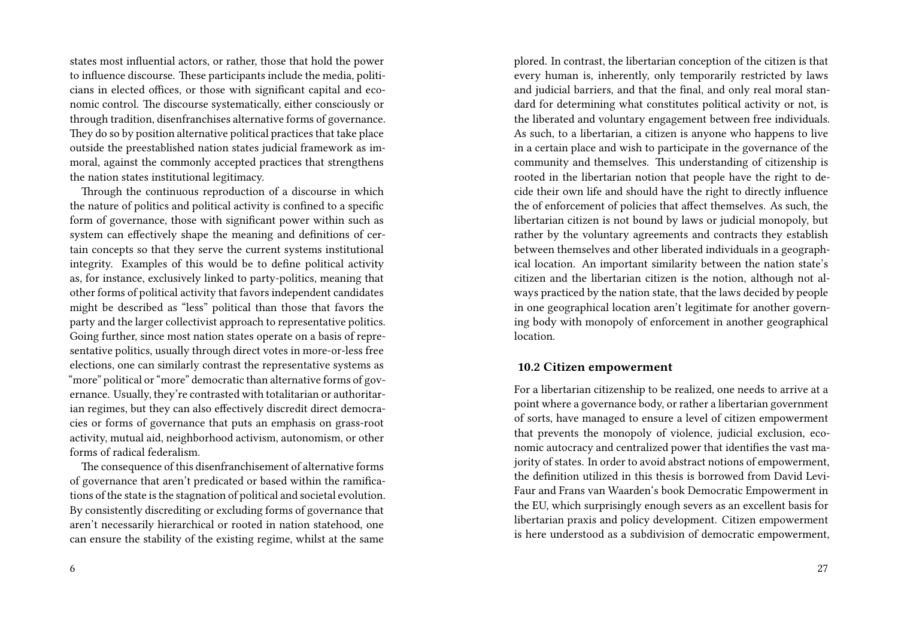states most influential actors, or rather, those that hold the power to influence discourse. These participants include the media, politicians in elected offices, or those with significant capital and economic control. The discourse systematically, either consciously or through tradition, disenfranchises alternative forms of governance. They do so by position alternative political practices that take place outside the preestablished nation states judicial framework as immoral, against the commonly accepted practices that strengthens the nation states institutional legitimacy.

Through the continuous reproduction of a discourse in which the nature of politics and political activity is confined to a specific form of governance, those with significant power within such as system can effectively shape the meaning and definitions of certain concepts so that they serve the current systems institutional integrity. Examples of this would be to define political activity as, for instance, exclusively linked to party-politics, meaning that other forms of political activity that favors independent candidates might be described as "less" political than those that favors the party and the larger collectivist approach to representative politics. Going further, since most nation states operate on a basis of representative politics, usually through direct votes in more-or-less free elections, one can similarly contrast the representative systems as "more" political or "more" democratic than alternative forms of governance. Usually, they're contrasted with totalitarian or authoritarian regimes, but they can also effectively discredit direct democracies or forms of governance that puts an emphasis on grass-root activity, mutual aid, neighborhood activism, autonomism, or other forms of radical federalism.

The consequence of this disenfranchisement of alternative forms of governance that aren't predicated or based within the ramifications of the state is the stagnation of political and societal evolution. By consistently discrediting or excluding forms of governance that aren't necessarily hierarchical or rooted in nation statehood, one can ensure the stability of the existing regime, whilst at the same

plored. In contrast, the libertarian conception of the citizen is that every human is, inherently, only temporarily restricted by laws and judicial barriers, and that the final, and only real moral standard for determining what constitutes political activity or not, is the liberated and voluntary engagement between free individuals. As such, to a libertarian, a citizen is anyone who happens to live in a certain place and wish to participate in the governance of the community and themselves. This understanding of citizenship is rooted in the libertarian notion that people have the right to decide their own life and should have the right to directly influence the of enforcement of policies that affect themselves. As such, the libertarian citizen is not bound by laws or judicial monopoly, but rather by the voluntary agreements and contracts they establish between themselves and other liberated individuals in a geographical location. An important similarity between the nation state's citizen and the libertarian citizen is the notion, although not always practiced by the nation state, that the laws decided by people in one geographical location aren't legitimate for another governing body with monopoly of enforcement in another geographical location.

### 10.2 Citizen empowerment

For a libertarian citizenship to be realized, one needs to arrive at a point where a governance body, or rather a libertarian government of sorts, have managed to ensure a level of citizen empowerment that prevents the monopoly of violence, judicial exclusion, economic autocracy and centralized power that identifies the vast majority of states. In order to avoid abstract notions of empowerment, the definition utilized in this thesis is borrowed from David Levi-Faur and Frans van Waarden's book Democratic Empowerment in the EU, which surprisingly enough severs as an excellent basis for libertarian praxis and policy development. Citizen empowerment is here understood as a subdivision of democratic empowerment,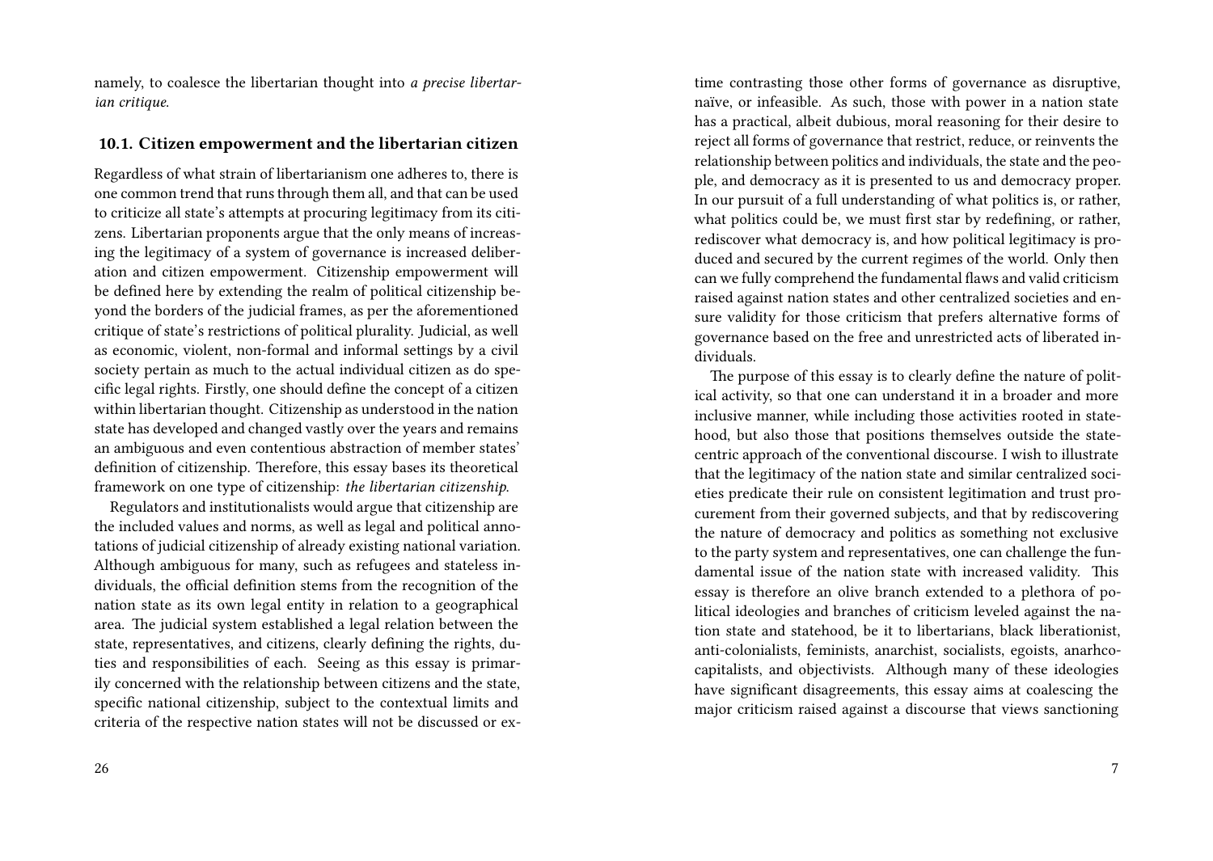namely, to coalesce the libertarian thought into *a precise libertarian critique.*

### 10.1. Citizen empowerment and the libertarian citizen

Regardless of what strain of libertarianism one adheres to, there is one common trend that runs through them all, and that can be used to criticize all state's attempts at procuring legitimacy from its citizens. Libertarian proponents argue that the only means of increasing the legitimacy of a system of governance is increased deliberation and citizen empowerment. Citizenship empowerment will be defined here by extending the realm of political citizenship beyond the borders of the judicial frames, as per the aforementioned critique of state's restrictions of political plurality. Judicial, as well as economic, violent, non-formal and informal settings by a civil society pertain as much to the actual individual citizen as do specific legal rights. Firstly, one should define the concept of a citizen within libertarian thought. Citizenship as understood in the nation state has developed and changed vastly over the years and remains an ambiguous and even contentious abstraction of member states' definition of citizenship. Therefore, this essay bases its theoretical framework on one type of citizenship: *the libertarian citizenship.*

Regulators and institutionalists would argue that citizenship are the included values and norms, as well as legal and political annotations of judicial citizenship of already existing national variation. Although ambiguous for many, such as refugees and stateless individuals, the official definition stems from the recognition of the nation state as its own legal entity in relation to a geographical area. The judicial system established a legal relation between the state, representatives, and citizens, clearly defining the rights, duties and responsibilities of each. Seeing as this essay is primarily concerned with the relationship between citizens and the state, specific national citizenship, subject to the contextual limits and criteria of the respective nation states will not be discussed or ex-

time contrasting those other forms of governance as disruptive, naïve, or infeasible. As such, those with power in a nation state has a practical, albeit dubious, moral reasoning for their desire to reject all forms of governance that restrict, reduce, or reinvents the relationship between politics and individuals, the state and the people, and democracy as it is presented to us and democracy proper. In our pursuit of a full understanding of what politics is, or rather, what politics could be, we must first star by redefining, or rather, rediscover what democracy is, and how political legitimacy is produced and secured by the current regimes of the world. Only then can we fully comprehend the fundamental flaws and valid criticism raised against nation states and other centralized societies and ensure validity for those criticism that prefers alternative forms of governance based on the free and unrestricted acts of liberated individuals.

The purpose of this essay is to clearly define the nature of political activity, so that one can understand it in a broader and more inclusive manner, while including those activities rooted in statehood, but also those that positions themselves outside the state-centric approach of the conventional discourse. I wish to illustrate that the legitimacy of the nation state and similar centralized societies predicate their rule on consistent legitimation and trust procurement from their governed subjects, and that by rediscovering the nature of democracy and politics as something not exclusive to the party system and representatives, one can challenge the fundamental issue of the nation state with increased validity. This essay is therefore an olive branch extended to a plethora of political ideologies and branches of criticism leveled against the nation state and statehood, be it to libertarians, black liberationist, anti-colonialists, feminists, anarchist, socialists, egoists, anarhco-capitalists, and objectivists. Although many of these ideologies have significant disagreements, this essay aims at coalescing the major criticism raised against a discourse that views sanctioning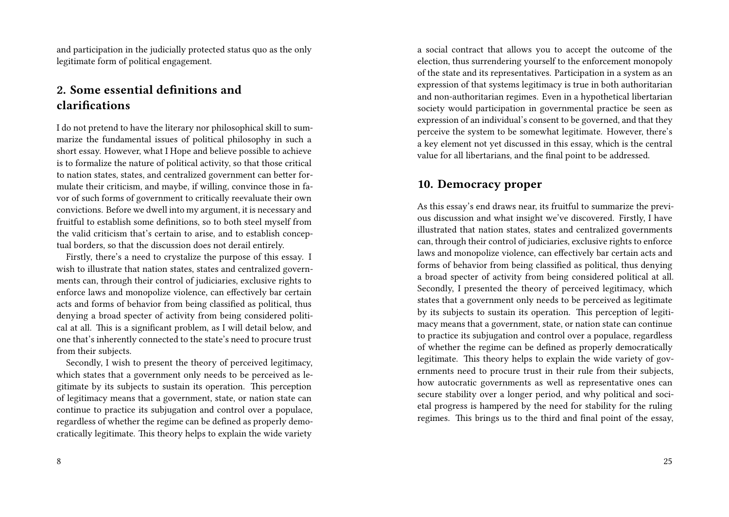and participation in the judicially protected status quo as the only legitimate form of political engagement.

## 2. Some essential definitions and clarifications

I do not pretend to have the literary nor philosophical skill to summarize the fundamental issues of political philosophy in such a short essay. However, what I Hope and believe possible to achieve is to formalize the nature of political activity, so that those critical to nation states, states, and centralized government can better formulate their criticism, and maybe, if willing, convince those in favor of such forms of government to critically reevaluate their own convictions. Before we dwell into my argument, it is necessary and fruitful to establish some definitions, so to both steel myself from the valid criticism that's certain to arise, and to establish conceptual borders, so that the discussion does not derail entirely.

Firstly, there's a need to crystalize the purpose of this essay. I wish to illustrate that nation states, states and centralized governments can, through their control of judiciaries, exclusive rights to enforce laws and monopolize violence, can effectively bar certain acts and forms of behavior from being classified as political, thus denying a broad specter of activity from being considered political at all. This is a significant problem, as I will detail below, and one that's inherently connected to the state's need to procure trust from their subjects.

Secondly, I wish to present the theory of perceived legitimacy, which states that a government only needs to be perceived as legitimate by its subjects to sustain its operation. This perception of legitimacy means that a government, state, or nation state can continue to practice its subjugation and control over a populace, regardless of whether the regime can be defined as properly democratically legitimate. This theory helps to explain the wide variety

a social contract that allows you to accept the outcome of the election, thus surrendering yourself to the enforcement monopoly of the state and its representatives. Participation in a system as an expression of that systems legitimacy is true in both authoritarian and non-authoritarian regimes. Even in a hypothetical libertarian society would participation in governmental practice be seen as expression of an individual's consent to be governed, and that they perceive the system to be somewhat legitimate. However, there's a key element not yet discussed in this essay, which is the central value for all libertarians, and the final point to be addressed.

## 10. Democracy proper

As this essay's end draws near, its fruitful to summarize the previous discussion and what insight we've discovered. Firstly, I have illustrated that nation states, states and centralized governments can, through their control of judiciaries, exclusive rights to enforce laws and monopolize violence, can effectively bar certain acts and forms of behavior from being classified as political, thus denying a broad specter of activity from being considered political at all. Secondly, I presented the theory of perceived legitimacy, which states that a government only needs to be perceived as legitimate by its subjects to sustain its operation. This perception of legitimacy means that a government, state, or nation state can continue to practice its subjugation and control over a populace, regardless of whether the regime can be defined as properly democratically legitimate. This theory helps to explain the wide variety of governments need to procure trust in their rule from their subjects, how autocratic governments as well as representative ones can secure stability over a longer period, and why political and societal progress is hampered by the need for stability for the ruling regimes. This brings us to the third and final point of the essay,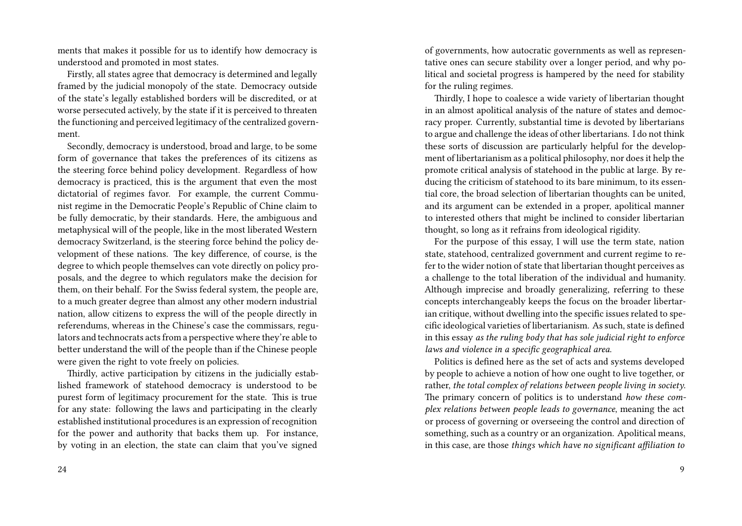ments that makes it possible for us to identify how democracy is understood and promoted in most states.

Firstly, all states agree that democracy is determined and legally framed by the judicial monopoly of the state. Democracy outside of the state's legally established borders will be discredited, or at worse persecuted actively, by the state if it is perceived to threaten the functioning and perceived legitimacy of the centralized government.

Secondly, democracy is understood, broad and large, to be some form of governance that takes the preferences of its citizens as the steering force behind policy development. Regardless of how democracy is practiced, this is the argument that even the most dictatorial of regimes favor. For example, the current Communist regime in the Democratic People's Republic of Chine claim to be fully democratic, by their standards. Here, the ambiguous and metaphysical will of the people, like in the most liberated Western democracy Switzerland, is the steering force behind the policy development of these nations. The key difference, of course, is the degree to which people themselves can vote directly on policy proposals, and the degree to which regulators make the decision for them, on their behalf. For the Swiss federal system, the people are, to a much greater degree than almost any other modern industrial nation, allow citizens to express the will of the people directly in referendums, whereas in the Chinese's case the commissars, regulators and technocrats acts from a perspective where they're able to better understand the will of the people than if the Chinese people were given the right to vote freely on policies.

Thirdly, active participation by citizens in the judicially established framework of statehood democracy is understood to be purest form of legitimacy procurement for the state. This is true for any state: following the laws and participating in the clearly established institutional procedures is an expression of recognition for the power and authority that backs them up. For instance, by voting in an election, the state can claim that you've signed

of governments, how autocratic governments as well as representative ones can secure stability over a longer period, and why political and societal progress is hampered by the need for stability for the ruling regimes.

Thirdly, I hope to coalesce a wide variety of libertarian thought in an almost apolitical analysis of the nature of states and democracy proper. Currently, substantial time is devoted by libertarians to argue and challenge the ideas of other libertarians. I do not think these sorts of discussion are particularly helpful for the development of libertarianism as a political philosophy, nor does it help the promote critical analysis of statehood in the public at large. By reducing the criticism of statehood to its bare minimum, to its essential core, the broad selection of libertarian thoughts can be united, and its argument can be extended in a proper, apolitical manner to interested others that might be inclined to consider libertarian thought, so long as it refrains from ideological rigidity.

For the purpose of this essay, I will use the term state, nation state, statehood, centralized government and current regime to refer to the wider notion of state that libertarian thought perceives as a challenge to the total liberation of the individual and humanity. Although imprecise and broadly generalizing, referring to these concepts interchangeably keeps the focus on the broader libertarian critique, without dwelling into the specific issues related to specific ideological varieties of libertarianism. As such, state is defined in this essay *as the ruling body that has sole judicial right to enforce laws and violence in a specific geographical area*.

Politics is defined here as the set of acts and systems developed by people to achieve a notion of how one ought to live together, or rather, *the total complex of relations between people living in society*. The primary concern of politics is to understand *how these complex relations between people leads to governance*, meaning the act or process of governing or overseeing the control and direction of something, such as a country or an organization. Apolitical means, in this case, are those *things which have no significant affiliation to*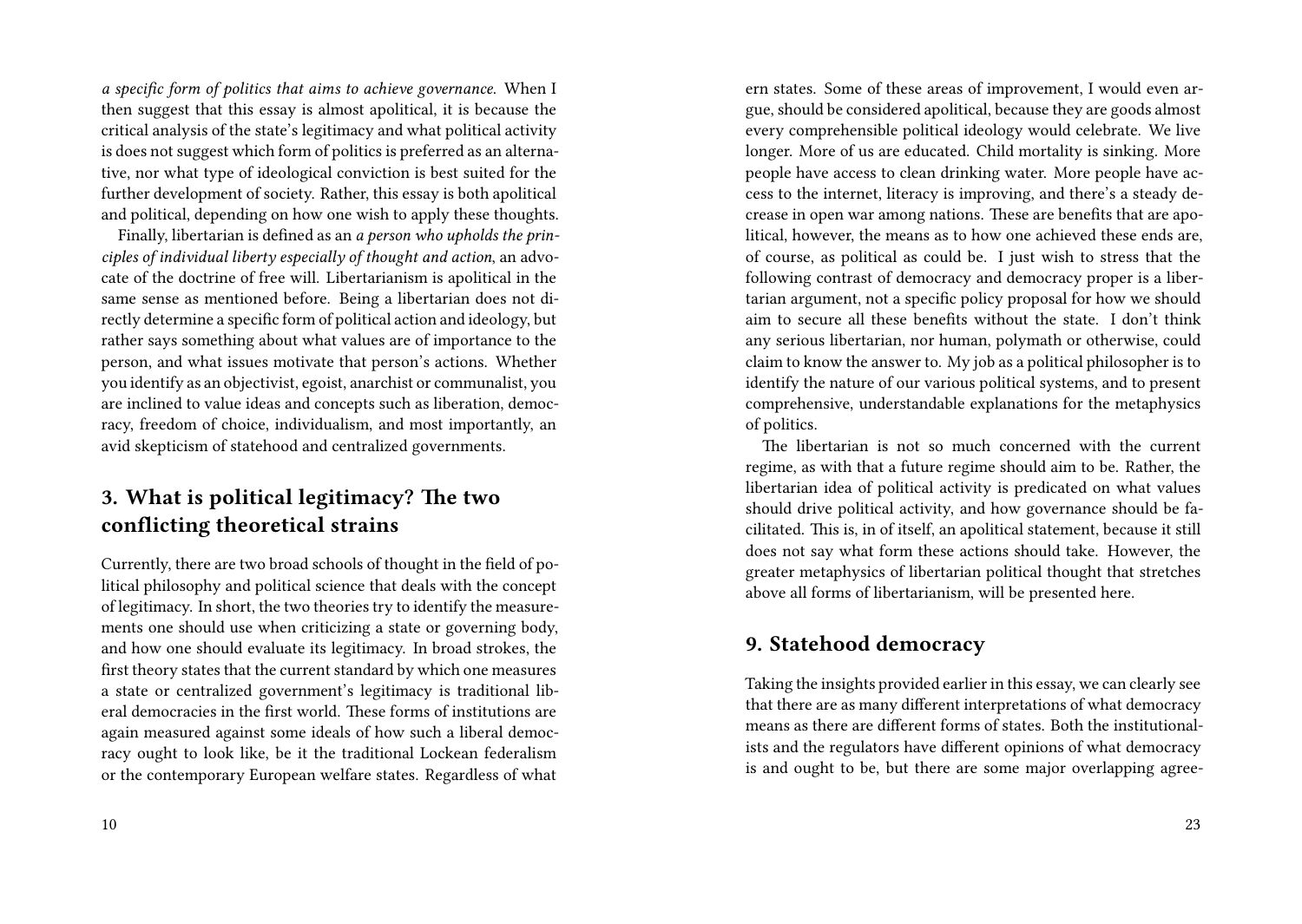*a specific form of politics that aims to achieve governance.* When I then suggest that this essay is almost apolitical, it is because the critical analysis of the state's legitimacy and what political activity is does not suggest which form of politics is preferred as an alternative, nor what type of ideological conviction is best suited for the further development of society. Rather, this essay is both apolitical and political, depending on how one wish to apply these thoughts.

Finally, libertarian is defined as an *a person who upholds the principles of individual liberty especially of thought and action*, an advocate of the doctrine of free will. Libertarianism is apolitical in the same sense as mentioned before. Being a libertarian does not directly determine a specific form of political action and ideology, but rather says something about what values are of importance to the person, and what issues motivate that person's actions. Whether you identify as an objectivist, egoist, anarchist or communalist, you are inclined to value ideas and concepts such as liberation, democracy, freedom of choice, individualism, and most importantly, an avid skepticism of statehood and centralized governments.

## 3. What is political legitimacy? The two conflicting theoretical strains

Currently, there are two broad schools of thought in the field of political philosophy and political science that deals with the concept of legitimacy. In short, the two theories try to identify the measurements one should use when criticizing a state or governing body, and how one should evaluate its legitimacy. In broad strokes, the first theory states that the current standard by which one measures a state or centralized government's legitimacy is traditional liberal democracies in the first world. These forms of institutions are again measured against some ideals of how such a liberal democracy ought to look like, be it the traditional Lockean federalism or the contemporary European welfare states. Regardless of what

ern states. Some of these areas of improvement, I would even argue, should be considered apolitical, because they are goods almost every comprehensible political ideology would celebrate. We live longer. More of us are educated. Child mortality is sinking. More people have access to clean drinking water. More people have access to the internet, literacy is improving, and there's a steady decrease in open war among nations. These are benefits that are apolitical, however, the means as to how one achieved these ends are, of course, as political as could be. I just wish to stress that the following contrast of democracy and democracy proper is a libertarian argument, not a specific policy proposal for how we should aim to secure all these benefits without the state. I don't think any serious libertarian, nor human, polymath or otherwise, could claim to know the answer to. My job as a political philosopher is to identify the nature of our various political systems, and to present comprehensive, understandable explanations for the metaphysics of politics.

The libertarian is not so much concerned with the current regime, as with that a future regime should aim to be. Rather, the libertarian idea of political activity is predicated on what values should drive political activity, and how governance should be facilitated. This is, in of itself, an apolitical statement, because it still does not say what form these actions should take. However, the greater metaphysics of libertarian political thought that stretches above all forms of libertarianism, will be presented here.

## 9. Statehood democracy

Taking the insights provided earlier in this essay, we can clearly see that there are as many different interpretations of what democracy means as there are different forms of states. Both the institutionalists and the regulators have different opinions of what democracy is and ought to be, but there are some major overlapping agree-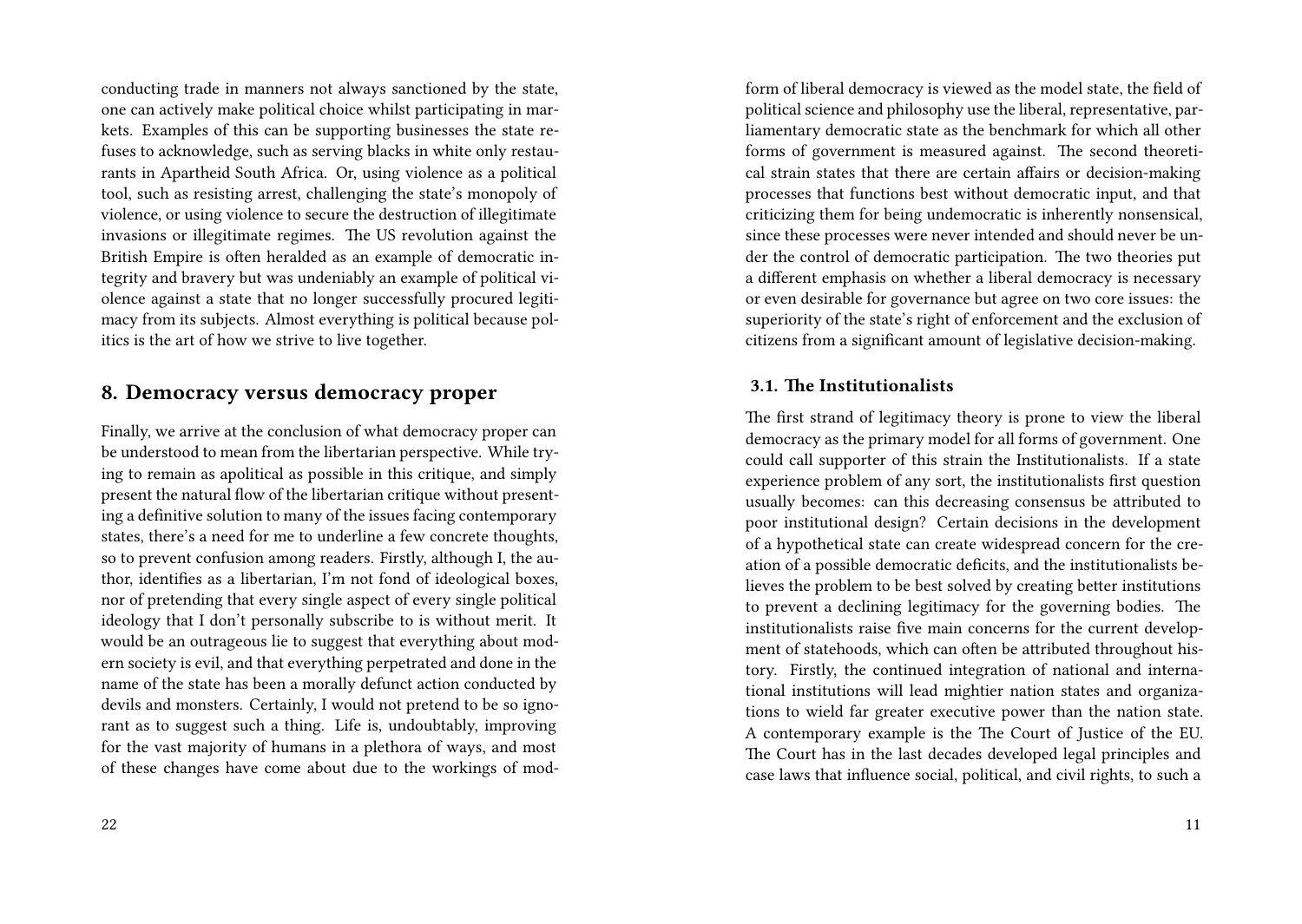conducting trade in manners not always sanctioned by the state, one can actively make political choice whilst participating in markets. Examples of this can be supporting businesses the state refuses to acknowledge, such as serving blacks in white only restaurants in Apartheid South Africa. Or, using violence as a political tool, such as resisting arrest, challenging the state's monopoly of violence, or using violence to secure the destruction of illegitimate invasions or illegitimate regimes. The US revolution against the British Empire is often heralded as an example of democratic integrity and bravery but was undeniably an example of political violence against a state that no longer successfully procured legitimacy from its subjects. Almost everything is political because politics is the art of how we strive to live together.

## 8. Democracy versus democracy proper

Finally, we arrive at the conclusion of what democracy proper can be understood to mean from the libertarian perspective. While trying to remain as apolitical as possible in this critique, and simply present the natural flow of the libertarian critique without presenting a definitive solution to many of the issues facing contemporary states, there's a need for me to underline a few concrete thoughts, so to prevent confusion among readers. Firstly, although I, the author, identifies as a libertarian, I'm not fond of ideological boxes, nor of pretending that every single aspect of every single political ideology that I don't personally subscribe to is without merit. It would be an outrageous lie to suggest that everything about modern society is evil, and that everything perpetrated and done in the name of the state has been a morally defunct action conducted by devils and monsters. Certainly, I would not pretend to be so ignorant as to suggest such a thing. Life is, undoubtably, improving for the vast majority of humans in a plethora of ways, and most of these changes have come about due to the workings of mod-

form of liberal democracy is viewed as the model state, the field of political science and philosophy use the liberal, representative, parliamentary democratic state as the benchmark for which all other forms of government is measured against. The second theoretical strain states that there are certain affairs or decision-making processes that functions best without democratic input, and that criticizing them for being undemocratic is inherently nonsensical, since these processes were never intended and should never be under the control of democratic participation. The two theories put a different emphasis on whether a liberal democracy is necessary or even desirable for governance but agree on two core issues: the superiority of the state's right of enforcement and the exclusion of citizens from a significant amount of legislative decision-making.

### 3.1. The Institutionalists

The first strand of legitimacy theory is prone to view the liberal democracy as the primary model for all forms of government. One could call supporter of this strain the Institutionalists. If a state experience problem of any sort, the institutionalists first question usually becomes: can this decreasing consensus be attributed to poor institutional design? Certain decisions in the development of a hypothetical state can create widespread concern for the creation of a possible democratic deficits, and the institutionalists believes the problem to be best solved by creating better institutions to prevent a declining legitimacy for the governing bodies. The institutionalists raise five main concerns for the current development of statehoods, which can often be attributed throughout history. Firstly, the continued integration of national and international institutions will lead mightier nation states and organizations to wield far greater executive power than the nation state. A contemporary example is the The Court of Justice of the EU. The Court has in the last decades developed legal principles and case laws that influence social, political, and civil rights, to such a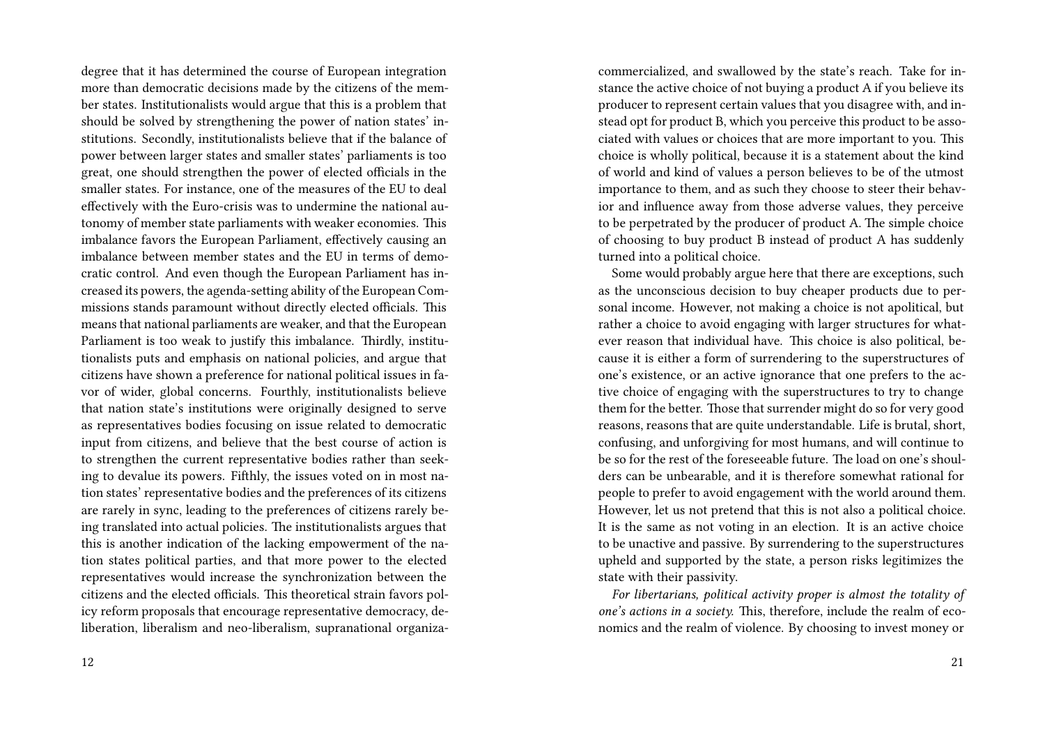degree that it has determined the course of European integration more than democratic decisions made by the citizens of the member states. Institutionalists would argue that this is a problem that should be solved by strengthening the power of nation states' institutions. Secondly, institutionalists believe that if the balance of power between larger states and smaller states' parliaments is too great, one should strengthen the power of elected officials in the smaller states. For instance, one of the measures of the EU to deal effectively with the Euro-crisis was to undermine the national autonomy of member state parliaments with weaker economies. This imbalance favors the European Parliament, effectively causing an imbalance between member states and the EU in terms of democratic control. And even though the European Parliament has increased its powers, the agenda-setting ability of the European Commissions stands paramount without directly elected officials. This means that national parliaments are weaker, and that the European Parliament is too weak to justify this imbalance. Thirdly, institutionalists puts and emphasis on national policies, and argue that citizens have shown a preference for national political issues in favor of wider, global concerns. Fourthly, institutionalists believe that nation state's institutions were originally designed to serve as representatives bodies focusing on issue related to democratic input from citizens, and believe that the best course of action is to strengthen the current representative bodies rather than seeking to devalue its powers. Fifthly, the issues voted on in most nation states' representative bodies and the preferences of its citizens are rarely in sync, leading to the preferences of citizens rarely being translated into actual policies. The institutionalists argues that this is another indication of the lacking empowerment of the nation states political parties, and that more power to the elected representatives would increase the synchronization between the citizens and the elected officials. This theoretical strain favors policy reform proposals that encourage representative democracy, deliberation, liberalism and neo-liberalism, supranational organiza-

commercialized, and swallowed by the state's reach. Take for instance the active choice of not buying a product A if you believe its producer to represent certain values that you disagree with, and instead opt for product B, which you perceive this product to be associated with values or choices that are more important to you. This choice is wholly political, because it is a statement about the kind of world and kind of values a person believes to be of the utmost importance to them, and as such they choose to steer their behavior and influence away from those adverse values, they perceive to be perpetrated by the producer of product A. The simple choice of choosing to buy product B instead of product A has suddenly turned into a political choice.

Some would probably argue here that there are exceptions, such as the unconscious decision to buy cheaper products due to personal income. However, not making a choice is not apolitical, but rather a choice to avoid engaging with larger structures for whatever reason that individual have. This choice is also political, because it is either a form of surrendering to the superstructures of one's existence, or an active ignorance that one prefers to the active choice of engaging with the superstructures to try to change them for the better. Those that surrender might do so for very good reasons, reasons that are quite understandable. Life is brutal, short, confusing, and unforgiving for most humans, and will continue to be so for the rest of the foreseeable future. The load on one's shoulders can be unbearable, and it is therefore somewhat rational for people to prefer to avoid engagement with the world around them. However, let us not pretend that this is not also a political choice. It is the same as not voting in an election. It is an active choice to be unactive and passive. By surrendering to the superstructures upheld and supported by the state, a person risks legitimizes the state with their passivity.

*For libertarians, political activity proper is almost the totality of one's actions in a society.* This, therefore, include the realm of economics and the realm of violence. By choosing to invest money or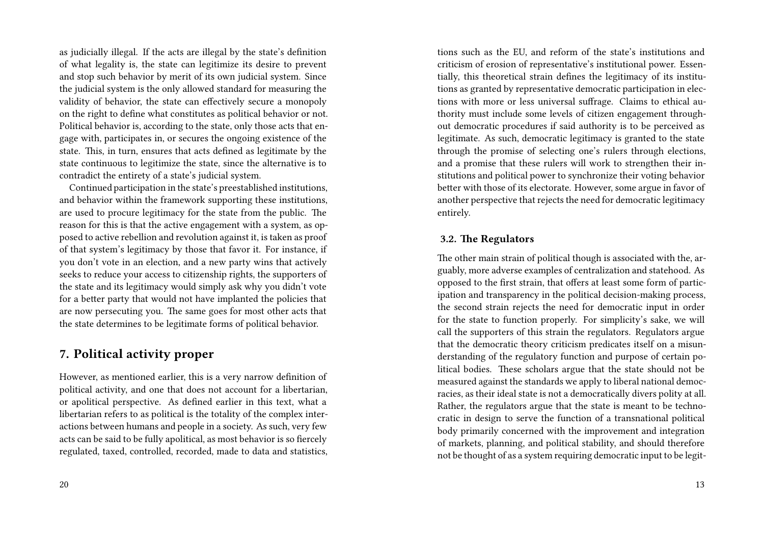as judicially illegal. If the acts are illegal by the state's definition of what legality is, the state can legitimize its desire to prevent and stop such behavior by merit of its own judicial system. Since the judicial system is the only allowed standard for measuring the validity of behavior, the state can effectively secure a monopoly on the right to define what constitutes as political behavior or not. Political behavior is, according to the state, only those acts that engage with, participates in, or secures the ongoing existence of the state. This, in turn, ensures that acts defined as legitimate by the state continuous to legitimize the state, since the alternative is to contradict the entirety of a state's judicial system.

Continued participation in the state's preestablished institutions, and behavior within the framework supporting these institutions, are used to procure legitimacy for the state from the public. The reason for this is that the active engagement with a system, as opposed to active rebellion and revolution against it, is taken as proof of that system's legitimacy by those that favor it. For instance, if you don't vote in an election, and a new party wins that actively seeks to reduce your access to citizenship rights, the supporters of the state and its legitimacy would simply ask why you didn't vote for a better party that would not have implanted the policies that are now persecuting you. The same goes for most other acts that the state determines to be legitimate forms of political behavior.

## 7. Political activity proper

However, as mentioned earlier, this is a very narrow definition of political activity, and one that does not account for a libertarian, or apolitical perspective. As defined earlier in this text, what a libertarian refers to as political is the totality of the complex interactions between humans and people in a society. As such, very few acts can be said to be fully apolitical, as most behavior is so fiercely regulated, taxed, controlled, recorded, made to data and statistics,

tions such as the EU, and reform of the state's institutions and criticism of erosion of representative's institutional power. Essentially, this theoretical strain defines the legitimacy of its institutions as granted by representative democratic participation in elections with more or less universal suffrage. Claims to ethical authority must include some levels of citizen engagement throughout democratic procedures if said authority is to be perceived as legitimate. As such, democratic legitimacy is granted to the state through the promise of selecting one's rulers through elections, and a promise that these rulers will work to strengthen their institutions and political power to synchronize their voting behavior better with those of its electorate. However, some argue in favor of another perspective that rejects the need for democratic legitimacy entirely.

### 3.2. The Regulators

The other main strain of political though is associated with the, arguably, more adverse examples of centralization and statehood. As opposed to the first strain, that offers at least some form of participation and transparency in the political decision-making process, the second strain rejects the need for democratic input in order for the state to function properly. For simplicity's sake, we will call the supporters of this strain the regulators. Regulators argue that the democratic theory criticism predicates itself on a misunderstanding of the regulatory function and purpose of certain political bodies. These scholars argue that the state should not be measured against the standards we apply to liberal national democracies, as their ideal state is not a democratically divers polity at all. Rather, the regulators argue that the state is meant to be technocratic in design to serve the function of a transnational political body primarily concerned with the improvement and integration of markets, planning, and political stability, and should therefore not be thought of as a system requiring democratic input to be legit-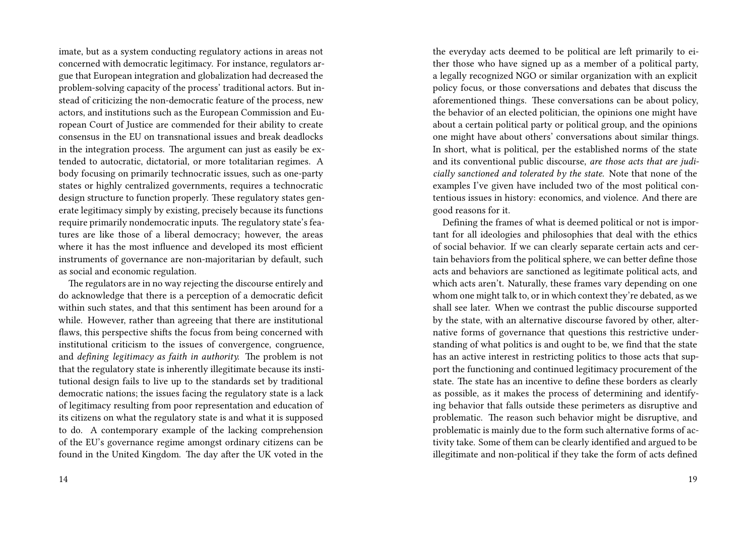imate, but as a system conducting regulatory actions in areas not concerned with democratic legitimacy. For instance, regulators argue that European integration and globalization had decreased the problem-solving capacity of the process' traditional actors. But instead of criticizing the non-democratic feature of the process, new actors, and institutions such as the European Commission and European Court of Justice are commended for their ability to create consensus in the EU on transnational issues and break deadlocks in the integration process. The argument can just as easily be extended to autocratic, dictatorial, or more totalitarian regimes. A body focusing on primarily technocratic issues, such as one-party states or highly centralized governments, requires a technocratic design structure to function properly. These regulatory states generate legitimacy simply by existing, precisely because its functions require primarily nondemocratic inputs. The regulatory state's features are like those of a liberal democracy; however, the areas where it has the most influence and developed its most efficient instruments of governance are non-majoritarian by default, such as social and economic regulation.

The regulators are in no way rejecting the discourse entirely and do acknowledge that there is a perception of a democratic deficit within such states, and that this sentiment has been around for a while. However, rather than agreeing that there are institutional flaws, this perspective shifts the focus from being concerned with institutional criticism to the issues of convergence, congruence, and *defining legitimacy as faith in authority.* The problem is not that the regulatory state is inherently illegitimate because its institutional design fails to live up to the standards set by traditional democratic nations; the issues facing the regulatory state is a lack of legitimacy resulting from poor representation and education of its citizens on what the regulatory state is and what it is supposed to do. A contemporary example of the lacking comprehension of the EU's governance regime amongst ordinary citizens can be found in the United Kingdom. The day after the UK voted in the

the everyday acts deemed to be political are left primarily to either those who have signed up as a member of a political party, a legally recognized NGO or similar organization with an explicit policy focus, or those conversations and debates that discuss the aforementioned things. These conversations can be about policy, the behavior of an elected politician, the opinions one might have about a certain political party or political group, and the opinions one might have about others' conversations about similar things. In short, what is political, per the established norms of the state and its conventional public discourse, *are those acts that are judicially sanctioned and tolerated by the state.* Note that none of the examples I've given have included two of the most political contentious issues in history: economics, and violence. And there are good reasons for it.

Defining the frames of what is deemed political or not is important for all ideologies and philosophies that deal with the ethics of social behavior. If we can clearly separate certain acts and certain behaviors from the political sphere, we can better define those acts and behaviors are sanctioned as legitimate political acts, and which acts aren't. Naturally, these frames vary depending on one whom one might talk to, or in which context they're debated, as we shall see later. When we contrast the public discourse supported by the state, with an alternative discourse favored by other, alternative forms of governance that questions this restrictive understanding of what politics is and ought to be, we find that the state has an active interest in restricting politics to those acts that support the functioning and continued legitimacy procurement of the state. The state has an incentive to define these borders as clearly as possible, as it makes the process of determining and identifying behavior that falls outside these perimeters as disruptive and problematic. The reason such behavior might be disruptive, and problematic is mainly due to the form such alternative forms of activity take. Some of them can be clearly identified and argued to be illegitimate and non-political if they take the form of acts defined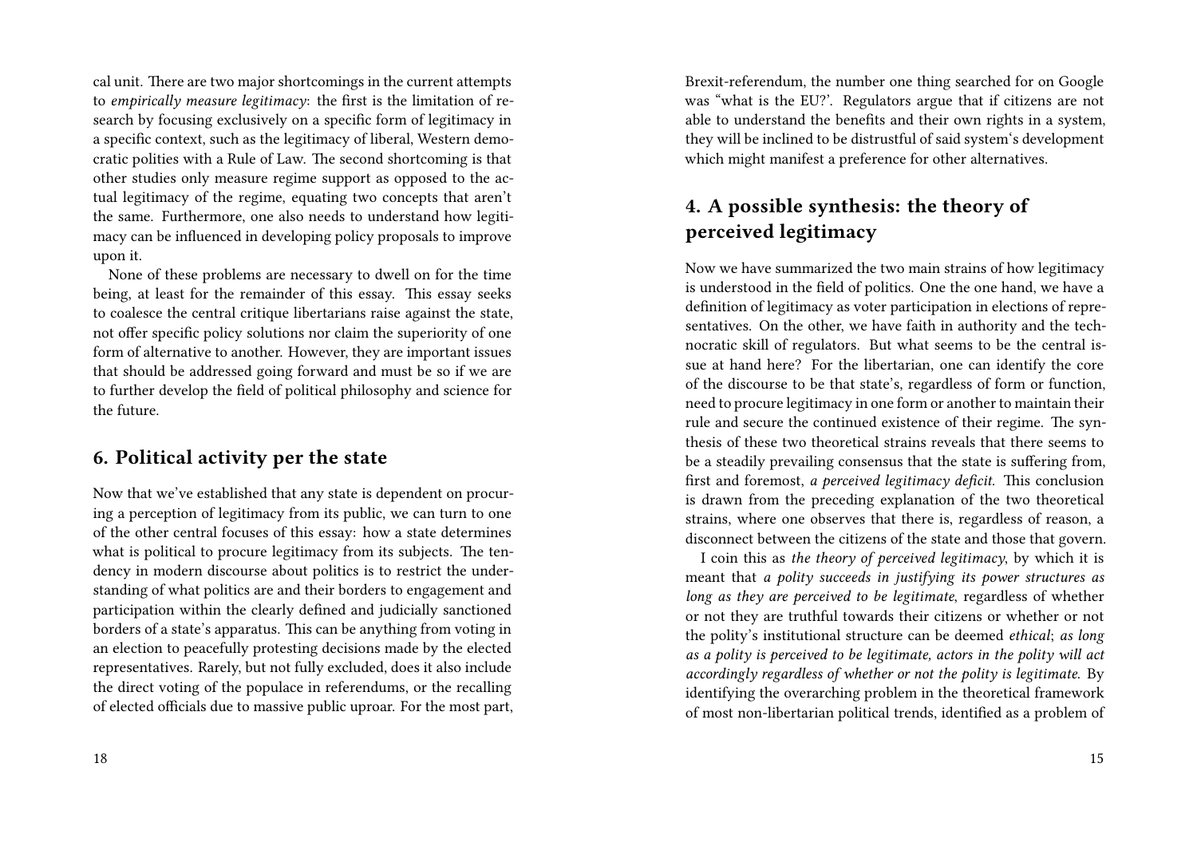cal unit. There are two major shortcomings in the current attempts to *empirically measure legitimacy*: the first is the limitation of research by focusing exclusively on a specific form of legitimacy in a specific context, such as the legitimacy of liberal, Western democratic polities with a Rule of Law. The second shortcoming is that other studies only measure regime support as opposed to the actual legitimacy of the regime, equating two concepts that aren't the same. Furthermore, one also needs to understand how legitimacy can be influenced in developing policy proposals to improve upon it.

None of these problems are necessary to dwell on for the time being, at least for the remainder of this essay. This essay seeks to coalesce the central critique libertarians raise against the state, not offer specific policy solutions nor claim the superiority of one form of alternative to another. However, they are important issues that should be addressed going forward and must be so if we are to further develop the field of political philosophy and science for the future.

## 6. Political activity per the state

Now that we've established that any state is dependent on procuring a perception of legitimacy from its public, we can turn to one of the other central focuses of this essay: how a state determines what is political to procure legitimacy from its subjects. The tendency in modern discourse about politics is to restrict the understanding of what politics are and their borders to engagement and participation within the clearly defined and judicially sanctioned borders of a state's apparatus. This can be anything from voting in an election to peacefully protesting decisions made by the elected representatives. Rarely, but not fully excluded, does it also include the direct voting of the populace in referendums, or the recalling of elected officials due to massive public uproar. For the most part,

Brexit-referendum, the number one thing searched for on Google was "what is the EU?'. Regulators argue that if citizens are not able to understand the benefits and their own rights in a system, they will be inclined to be distrustful of said system's development which might manifest a preference for other alternatives.

## 4. A possible synthesis: the theory of perceived legitimacy

Now we have summarized the two main strains of how legitimacy is understood in the field of politics. One the one hand, we have a definition of legitimacy as voter participation in elections of representatives. On the other, we have faith in authority and the technocratic skill of regulators. But what seems to be the central issue at hand here? For the libertarian, one can identify the core of the discourse to be that state's, regardless of form or function, need to procure legitimacy in one form or another to maintain their rule and secure the continued existence of their regime. The synthesis of these two theoretical strains reveals that there seems to be a steadily prevailing consensus that the state is suffering from, first and foremost, *a perceived legitimacy deficit*. This conclusion is drawn from the preceding explanation of the two theoretical strains, where one observes that there is, regardless of reason, a disconnect between the citizens of the state and those that govern.

I coin this as *the theory of perceived legitimacy*, by which it is meant that *a polity succeeds in justifying its power structures as long as they are perceived to be legitimate*, regardless of whether or not they are truthful towards their citizens or whether or not the polity's institutional structure can be deemed *ethical*; *as long as a polity is perceived to be legitimate, actors in the polity will act accordingly regardless of whether or not the polity is legitimate.* By identifying the overarching problem in the theoretical framework of most non-libertarian political trends, identified as a problem of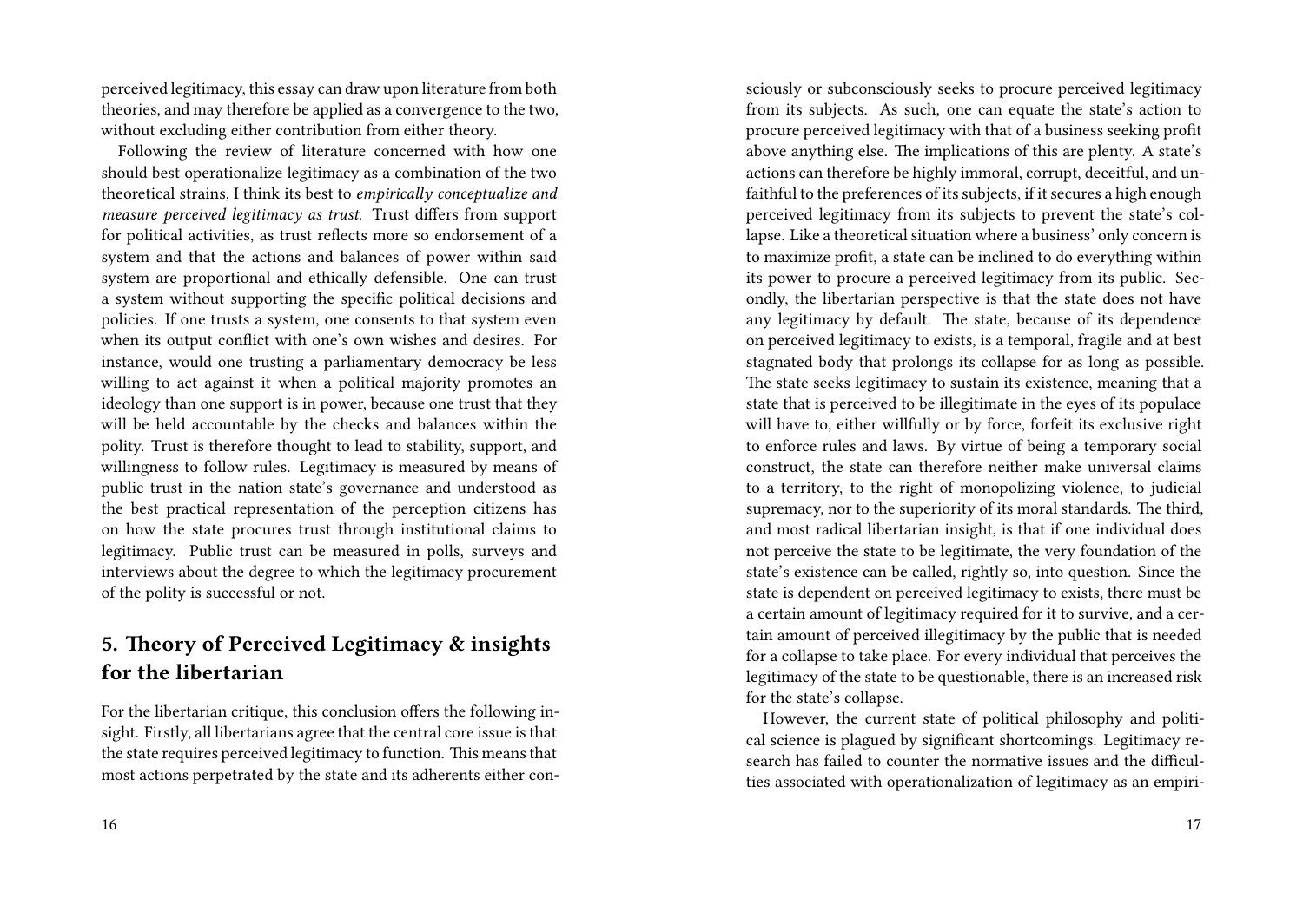perceived legitimacy, this essay can draw upon literature from both theories, and may therefore be applied as a convergence to the two, without excluding either contribution from either theory.

Following the review of literature concerned with how one should best operationalize legitimacy as a combination of the two theoretical strains, I think its best to *empirically conceptualize and measure perceived legitimacy as trust.* Trust differs from support for political activities, as trust reflects more so endorsement of a system and that the actions and balances of power within said system are proportional and ethically defensible. One can trust a system without supporting the specific political decisions and policies. If one trusts a system, one consents to that system even when its output conflict with one's own wishes and desires. For instance, would one trusting a parliamentary democracy be less willing to act against it when a political majority promotes an ideology than one support is in power, because one trust that they will be held accountable by the checks and balances within the polity. Trust is therefore thought to lead to stability, support, and willingness to follow rules. Legitimacy is measured by means of public trust in the nation state's governance and understood as the best practical representation of the perception citizens has on how the state procures trust through institutional claims to legitimacy. Public trust can be measured in polls, surveys and interviews about the degree to which the legitimacy procurement of the polity is successful or not.

## 5. Theory of Perceived Legitimacy & insights for the libertarian

For the libertarian critique, this conclusion offers the following insight. Firstly, all libertarians agree that the central core issue is that the state requires perceived legitimacy to function. This means that most actions perpetrated by the state and its adherents either consciously or subconsciously seeks to procure perceived legitimacy from its subjects. As such, one can equate the state's action to procure perceived legitimacy with that of a business seeking profit above anything else. The implications of this are plenty. A state's actions can therefore be highly immoral, corrupt, deceitful, and unfaithful to the preferences of its subjects, if it secures a high enough perceived legitimacy from its subjects to prevent the state's collapse. Like a theoretical situation where a business' only concern is to maximize profit, a state can be inclined to do everything within its power to procure a perceived legitimacy from its public. Secondly, the libertarian perspective is that the state does not have any legitimacy by default. The state, because of its dependence on perceived legitimacy to exists, is a temporal, fragile and at best stagnated body that prolongs its collapse for as long as possible. The state seeks legitimacy to sustain its existence, meaning that a state that is perceived to be illegitimate in the eyes of its populace will have to, either willfully or by force, forfeit its exclusive right to enforce rules and laws. By virtue of being a temporary social construct, the state can therefore neither make universal claims to a territory, to the right of monopolizing violence, to judicial supremacy, nor to the superiority of its moral standards. The third, and most radical libertarian insight, is that if one individual does not perceive the state to be legitimate, the very foundation of the state's existence can be called, rightly so, into question. Since the state is dependent on perceived legitimacy to exists, there must be a certain amount of legitimacy required for it to survive, and a certain amount of perceived illegitimacy by the public that is needed for a collapse to take place. For every individual that perceives the legitimacy of the state to be questionable, there is an increased risk for the state's collapse.

However, the current state of political philosophy and political science is plagued by significant shortcomings. Legitimacy research has failed to counter the normative issues and the difficulties associated with operationalization of legitimacy as an empiri-